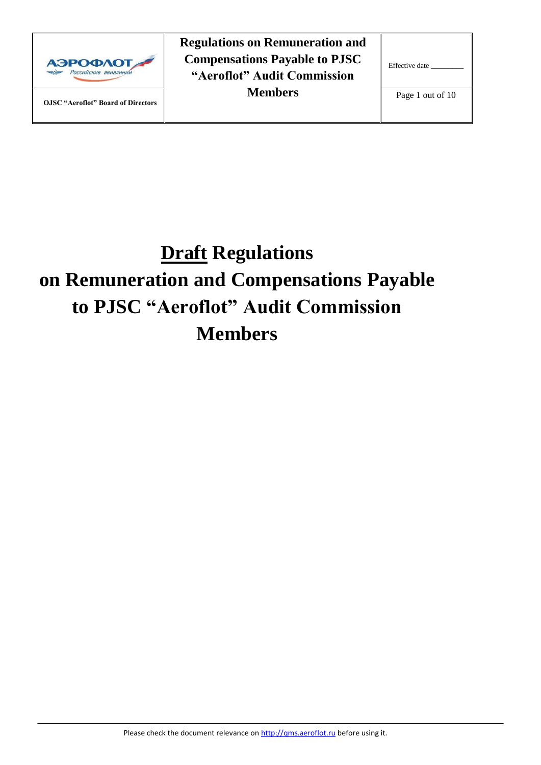| АЭРОФЛОТ Российские авиалинии | Regulations on Remuneration and Compensations Payable to PJSC "Aeroflot" Audit Commission Members | Effective date ________ |
|---|---|---|
| OJSC "Aeroflot" Board of Directors | | |

# Draft Regulations on Remuneration and Compensations Payable to PJSC "Aeroflot" Audit Commission Members

Please check the document relevance on http://qms.aeroflot.ru before using it.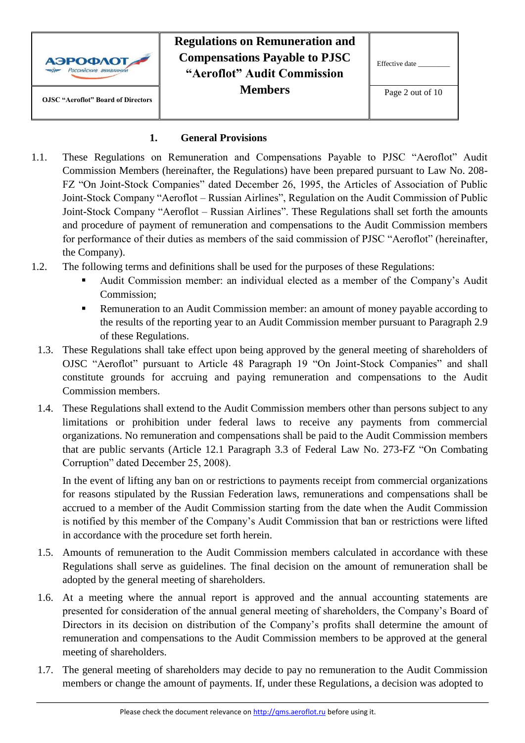## 1. General Provisions

1.1. These Regulations on Remuneration and Compensations Payable to PJSC “Aeroflot” Audit Commission Members (hereinafter, the Regulations) have been prepared pursuant to Law No. 208-FZ “On Joint-Stock Companies” dated December 26, 1995, the Articles of Association of Public Joint-Stock Company “Aeroflot – Russian Airlines”, Regulation on the Audit Commission of Public Joint-Stock Company “Aeroflot – Russian Airlines”. These Regulations shall set forth the amounts and procedure of payment of remuneration and compensations to the Audit Commission members for performance of their duties as members of the said commission of PJSC “Aeroflot” (hereinafter, the Company).

1.2. The following terms and definitions shall be used for the purposes of these Regulations:

- Audit Commission member: an individual elected as a member of the Company’s Audit Commission;
- Remuneration to an Audit Commission member: an amount of money payable according to the results of the reporting year to an Audit Commission member pursuant to Paragraph 2.9 of these Regulations.

1.3. These Regulations shall take effect upon being approved by the general meeting of shareholders of OJSC “Aeroflot” pursuant to Article 48 Paragraph 19 “On Joint-Stock Companies” and shall constitute grounds for accruing and paying remuneration and compensations to the Audit Commission members.

1.4. These Regulations shall extend to the Audit Commission members other than persons subject to any limitations or prohibition under federal laws to receive any payments from commercial organizations. No remuneration and compensations shall be paid to the Audit Commission members that are public servants (Article 12.1 Paragraph 3.3 of Federal Law No. 273-FZ “On Combating Corruption” dated December 25, 2008).

In the event of lifting any ban on or restrictions to payments receipt from commercial organizations for reasons stipulated by the Russian Federation laws, remunerations and compensations shall be accrued to a member of the Audit Commission starting from the date when the Audit Commission is notified by this member of the Company’s Audit Commission that ban or restrictions were lifted in accordance with the procedure set forth herein.

1.5. Amounts of remuneration to the Audit Commission members calculated in accordance with these Regulations shall serve as guidelines. The final decision on the amount of remuneration shall be adopted by the general meeting of shareholders.

1.6. At a meeting where the annual report is approved and the annual accounting statements are presented for consideration of the annual general meeting of shareholders, the Company’s Board of Directors in its decision on distribution of the Company’s profits shall determine the amount of remuneration and compensations to the Audit Commission members to be approved at the general meeting of shareholders.

1.7. The general meeting of shareholders may decide to pay no remuneration to the Audit Commission members or change the amount of payments. If, under these Regulations, a decision was adopted to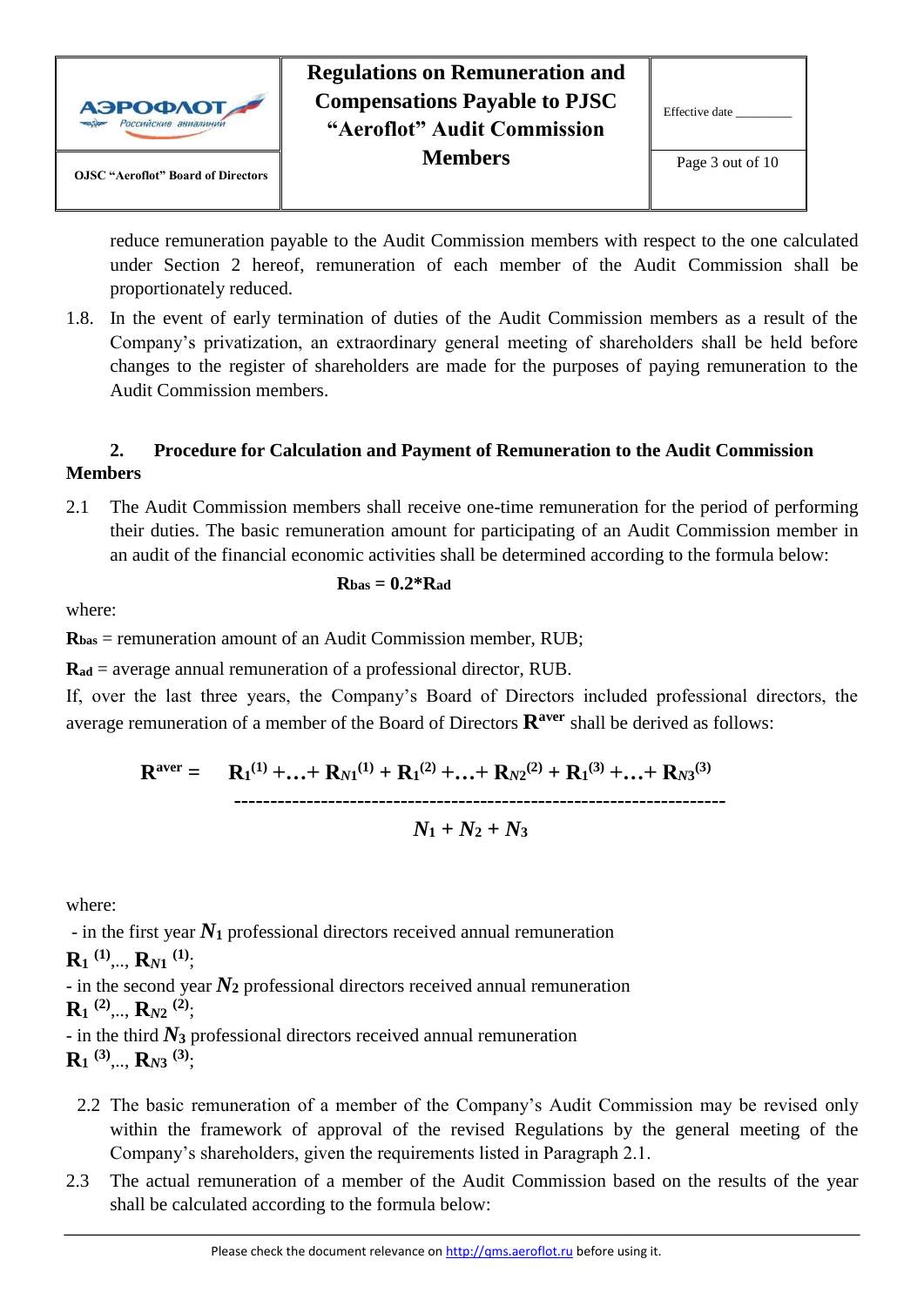reduce remuneration payable to the Audit Commission members with respect to the one calculated under Section 2 hereof, remuneration of each member of the Audit Commission shall be proportionately reduced.

1.8. In the event of early termination of duties of the Audit Commission members as a result of the Company's privatization, an extraordinary general meeting of shareholders shall be held before changes to the register of shareholders are made for the purposes of paying remuneration to the Audit Commission members.

## 2. Procedure for Calculation and Payment of Remuneration to the Audit Commission Members

2.1 The Audit Commission members shall receive one-time remuneration for the period of performing their duties. The basic remuneration amount for participating of an Audit Commission member in an audit of the financial economic activities shall be determined according to the formula below:

$$\mathbf{R_{bas} = 0.2 * R_{ad}}$$

where:

$\mathbf{R_{bas}}$ = remuneration amount of an Audit Commission member, RUB;

$\mathbf{R_{ad}}$ = average annual remuneration of a professional director, RUB.

If, over the last three years, the Company's Board of Directors included professional directors, the average remuneration of a member of the Board of Directors $\mathbf{R^{aver}}$ shall be derived as follows:

$$\mathbf{R^{aver}} = \frac{\mathbf{R_1^{(1)} + \ldots + R_{N1}^{(1)} + R_1^{(2)} + \ldots + R_{N2}^{(2)} + R_1^{(3)} + \ldots + R_{N3}^{(3)}}}{\boldsymbol{N_1 + N_2 + N_3}}$$

where:

- in the first year $\boldsymbol{N_1}$ professional directors received annual remuneration $\mathbf{R_1^{(1)}}, \ldots, \mathbf{R_{N1}^{(1)}}$;
- in the second year $\boldsymbol{N_2}$ professional directors received annual remuneration $\mathbf{R_1^{(2)}}, \ldots, \mathbf{R_{N2}^{(2)}}$;
- in the third $\boldsymbol{N_3}$ professional directors received annual remuneration $\mathbf{R_1^{(3)}}, \ldots, \mathbf{R_{N3}^{(3)}}$;

2.2 The basic remuneration of a member of the Company's Audit Commission may be revised only within the framework of approval of the revised Regulations by the general meeting of the Company's shareholders, given the requirements listed in Paragraph 2.1.

2.3 The actual remuneration of a member of the Audit Commission based on the results of the year shall be calculated according to the formula below: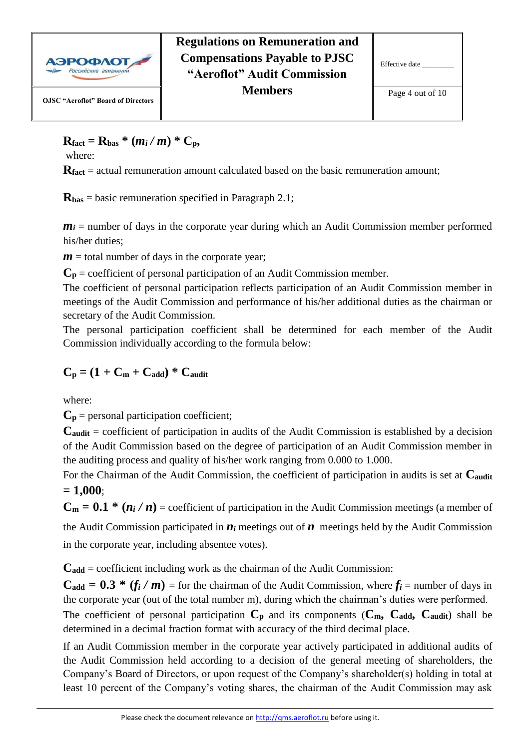$$R_{fact} = R_{bas} * (m_i / m) * C_p,$$

where:

$R_{fact}$ = actual remuneration amount calculated based on the basic remuneration amount;

$R_{bas}$ = basic remuneration specified in Paragraph 2.1;

$m_i$ = number of days in the corporate year during which an Audit Commission member performed his/her duties;

$m$ = total number of days in the corporate year;

$C_p$ = coefficient of personal participation of an Audit Commission member.

The coefficient of personal participation reflects participation of an Audit Commission member in meetings of the Audit Commission and performance of his/her additional duties as the chairman or secretary of the Audit Commission.

The personal participation coefficient shall be determined for each member of the Audit Commission individually according to the formula below:

$$C_p = (1 + C_m + C_{add}) * C_{audit}$$

where:

$C_p$ = personal participation coefficient;

$C_{audit}$ = coefficient of participation in audits of the Audit Commission is established by a decision of the Audit Commission based on the degree of participation of an Audit Commission member in the auditing process and quality of his/her work ranging from 0.000 to 1.000.

For the Chairman of the Audit Commission, the coefficient of participation in audits is set at $C_{audit} = 1{,}000$;

$C_m = 0.1 * (n_i / n)$ = coefficient of participation in the Audit Commission meetings (a member of the Audit Commission participated in $n_i$ meetings out of $n$ meetings held by the Audit Commission in the corporate year, including absentee votes).

$C_{add}$ = coefficient including work as the chairman of the Audit Commission:

$C_{add} = 0.3 * (f_i / m)$ = for the chairman of the Audit Commission, where $f_i$ = number of days in the corporate year (out of the total number m), during which the chairman's duties were performed.

The coefficient of personal participation $C_p$ and its components ($C_m$, $C_{add}$, $C_{audit}$) shall be determined in a decimal fraction format with accuracy of the third decimal place.

If an Audit Commission member in the corporate year actively participated in additional audits of the Audit Commission held according to a decision of the general meeting of shareholders, the Company's Board of Directors, or upon request of the Company's shareholder(s) holding in total at least 10 percent of the Company's voting shares, the chairman of the Audit Commission may ask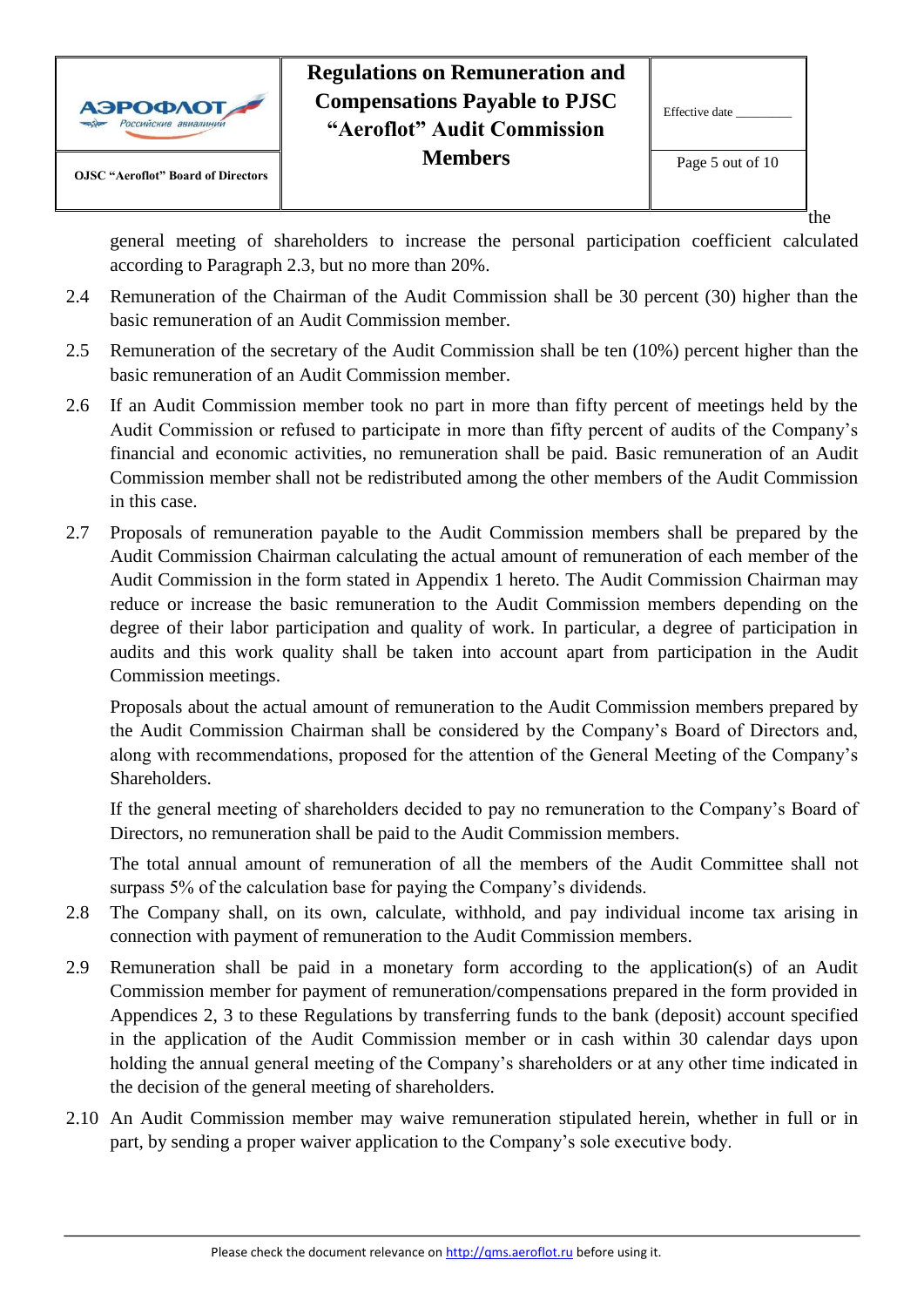the general meeting of shareholders to increase the personal participation coefficient calculated according to Paragraph 2.3, but no more than 20%.

2.4 Remuneration of the Chairman of the Audit Commission shall be 30 percent (30) higher than the basic remuneration of an Audit Commission member.

2.5 Remuneration of the secretary of the Audit Commission shall be ten (10%) percent higher than the basic remuneration of an Audit Commission member.

2.6 If an Audit Commission member took no part in more than fifty percent of meetings held by the Audit Commission or refused to participate in more than fifty percent of audits of the Company's financial and economic activities, no remuneration shall be paid. Basic remuneration of an Audit Commission member shall not be redistributed among the other members of the Audit Commission in this case.

2.7 Proposals of remuneration payable to the Audit Commission members shall be prepared by the Audit Commission Chairman calculating the actual amount of remuneration of each member of the Audit Commission in the form stated in Appendix 1 hereto. The Audit Commission Chairman may reduce or increase the basic remuneration to the Audit Commission members depending on the degree of their labor participation and quality of work. In particular, a degree of participation in audits and this work quality shall be taken into account apart from participation in the Audit Commission meetings.

Proposals about the actual amount of remuneration to the Audit Commission members prepared by the Audit Commission Chairman shall be considered by the Company's Board of Directors and, along with recommendations, proposed for the attention of the General Meeting of the Company's Shareholders.

If the general meeting of shareholders decided to pay no remuneration to the Company's Board of Directors, no remuneration shall be paid to the Audit Commission members.

The total annual amount of remuneration of all the members of the Audit Committee shall not surpass 5% of the calculation base for paying the Company's dividends.

2.8 The Company shall, on its own, calculate, withhold, and pay individual income tax arising in connection with payment of remuneration to the Audit Commission members.

2.9 Remuneration shall be paid in a monetary form according to the application(s) of an Audit Commission member for payment of remuneration/compensations prepared in the form provided in Appendices 2, 3 to these Regulations by transferring funds to the bank (deposit) account specified in the application of the Audit Commission member or in cash within 30 calendar days upon holding the annual general meeting of the Company's shareholders or at any other time indicated in the decision of the general meeting of shareholders.

2.10 An Audit Commission member may waive remuneration stipulated herein, whether in full or in part, by sending a proper waiver application to the Company's sole executive body.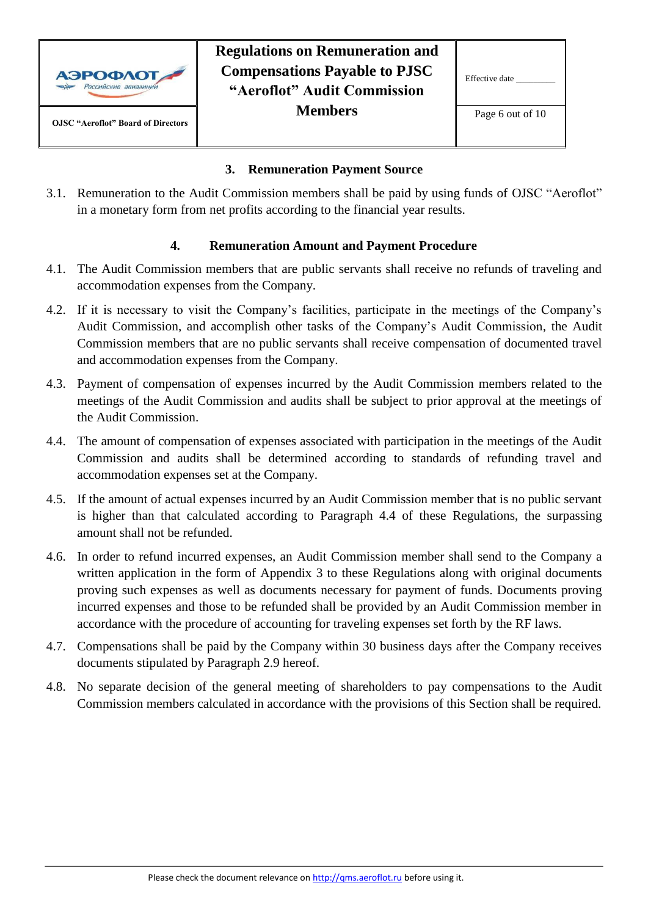## 3. Remuneration Payment Source

3.1. Remuneration to the Audit Commission members shall be paid by using funds of OJSC "Aeroflot" in a monetary form from net profits according to the financial year results.

## 4. Remuneration Amount and Payment Procedure

4.1. The Audit Commission members that are public servants shall receive no refunds of traveling and accommodation expenses from the Company.

4.2. If it is necessary to visit the Company's facilities, participate in the meetings of the Company's Audit Commission, and accomplish other tasks of the Company's Audit Commission, the Audit Commission members that are no public servants shall receive compensation of documented travel and accommodation expenses from the Company.

4.3. Payment of compensation of expenses incurred by the Audit Commission members related to the meetings of the Audit Commission and audits shall be subject to prior approval at the meetings of the Audit Commission.

4.4. The amount of compensation of expenses associated with participation in the meetings of the Audit Commission and audits shall be determined according to standards of refunding travel and accommodation expenses set at the Company.

4.5. If the amount of actual expenses incurred by an Audit Commission member that is no public servant is higher than that calculated according to Paragraph 4.4 of these Regulations, the surpassing amount shall not be refunded.

4.6. In order to refund incurred expenses, an Audit Commission member shall send to the Company a written application in the form of Appendix 3 to these Regulations along with original documents proving such expenses as well as documents necessary for payment of funds. Documents proving incurred expenses and those to be refunded shall be provided by an Audit Commission member in accordance with the procedure of accounting for traveling expenses set forth by the RF laws.

4.7. Compensations shall be paid by the Company within 30 business days after the Company receives documents stipulated by Paragraph 2.9 hereof.

4.8. No separate decision of the general meeting of shareholders to pay compensations to the Audit Commission members calculated in accordance with the provisions of this Section shall be required.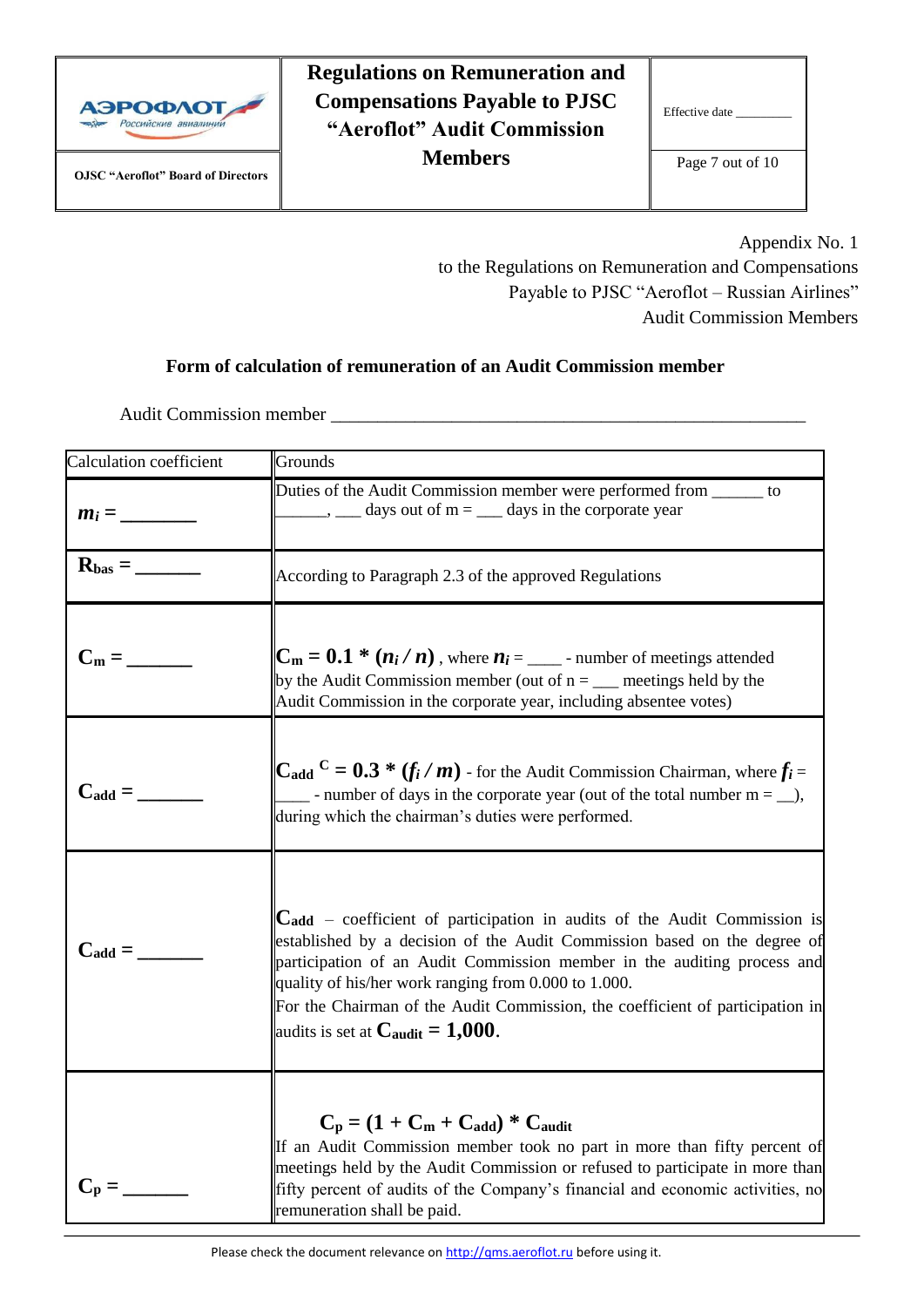Appendix No. 1
to the Regulations on Remuneration and Compensations
Payable to PJSC "Aeroflot – Russian Airlines"
Audit Commission Members

**Form of calculation of remuneration of an Audit Commission member**

Audit Commission member ___________________________________________________

| Calculation coefficient | Grounds |
|---|---|
| $m_i$ = ________ | Duties of the Audit Commission member were performed from ______ to ______, ___ days out of m = ___ days in the corporate year |
| $R_{bas}$ = _______ | According to Paragraph 2.3 of the approved Regulations |
| $C_m$ = _______ | $C_m = 0.1 * (n_i / n)$, where $n_i$ = ____ - number of meetings attended by the Audit Commission member (out of n = ___ meetings held by the Audit Commission in the corporate year, including absentee votes) |
| $C_{add}$ = _______ | $C_{add}^{C} = 0.3 * (f_i / m)$ - for the Audit Commission Chairman, where $f_i$ = ____ - number of days in the corporate year (out of the total number m = __), during which the chairman's duties were performed. |
| $C_{add}$ = _______ | $C_{add}$ – coefficient of participation in audits of the Audit Commission is established by a decision of the Audit Commission based on the degree of participation of an Audit Commission member in the auditing process and quality of his/her work ranging from 0.000 to 1.000. For the Chairman of the Audit Commission, the coefficient of participation in audits is set at $C_{audit}$ = 1,000. |
| $C_p$ = _______ | $C_p = (1 + C_m + C_{add}) * C_{audit}$ If an Audit Commission member took no part in more than fifty percent of meetings held by the Audit Commission or refused to participate in more than fifty percent of audits of the Company's financial and economic activities, no remuneration shall be paid. |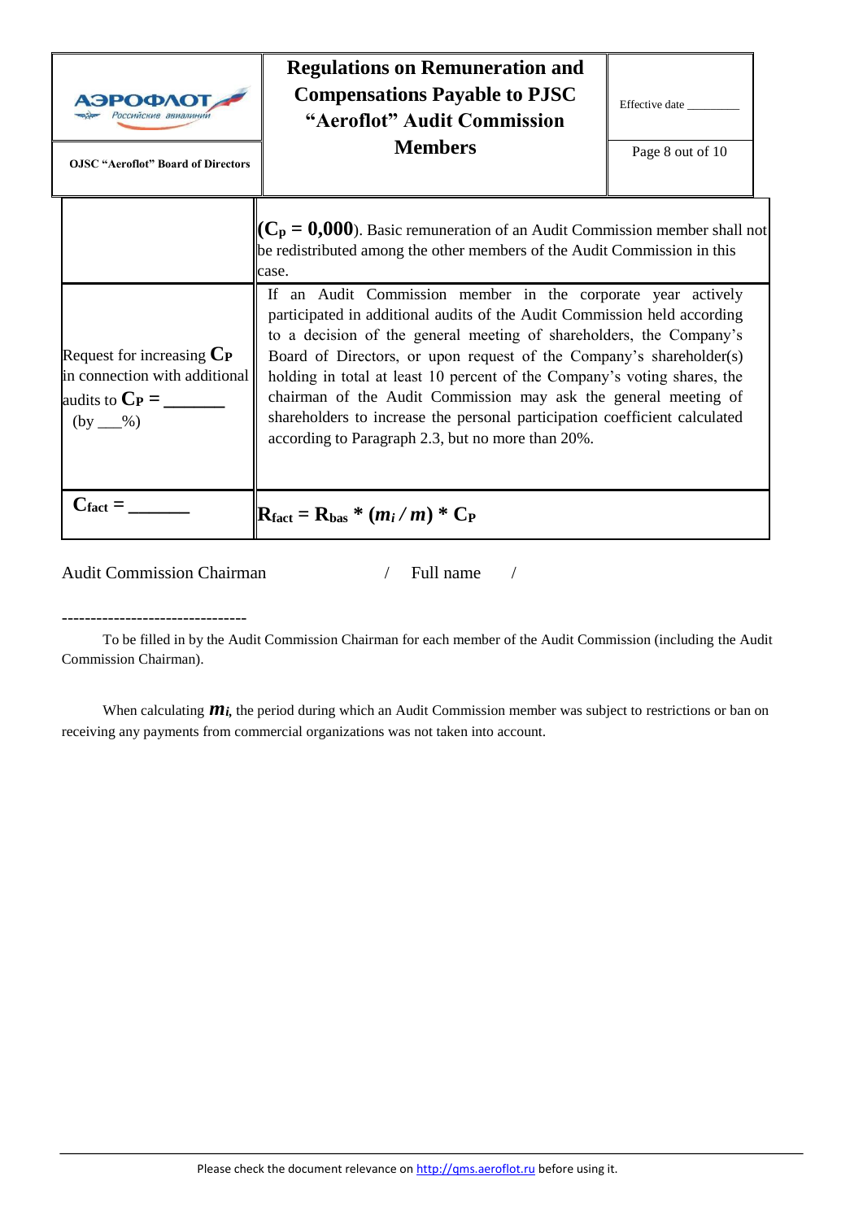| | |
|---|---|
| | ($C_p$ = 0,000). Basic remuneration of an Audit Commission member shall not be redistributed among the other members of the Audit Commission in this case. |
| Request for increasing $C_P$ in connection with additional audits to $C_P$ = _______ (by ___%) | If an Audit Commission member in the corporate year actively participated in additional audits of the Audit Commission held according to a decision of the general meeting of shareholders, the Company's Board of Directors, or upon request of the Company's shareholder(s) holding in total at least 10 percent of the Company's voting shares, the chairman of the Audit Commission may ask the general meeting of shareholders to increase the personal participation coefficient calculated according to Paragraph 2.3, but no more than 20%. |
| $C_{fact}$ = _______ | $R_{fact} = R_{bas} * (m_i / m) * C_P$ |

Audit Commission Chairman / Full name /

--------------------------------

To be filled in by the Audit Commission Chairman for each member of the Audit Commission (including the Audit Commission Chairman).

When calculating $m_i$, the period during which an Audit Commission member was subject to restrictions or ban on receiving any payments from commercial organizations was not taken into account.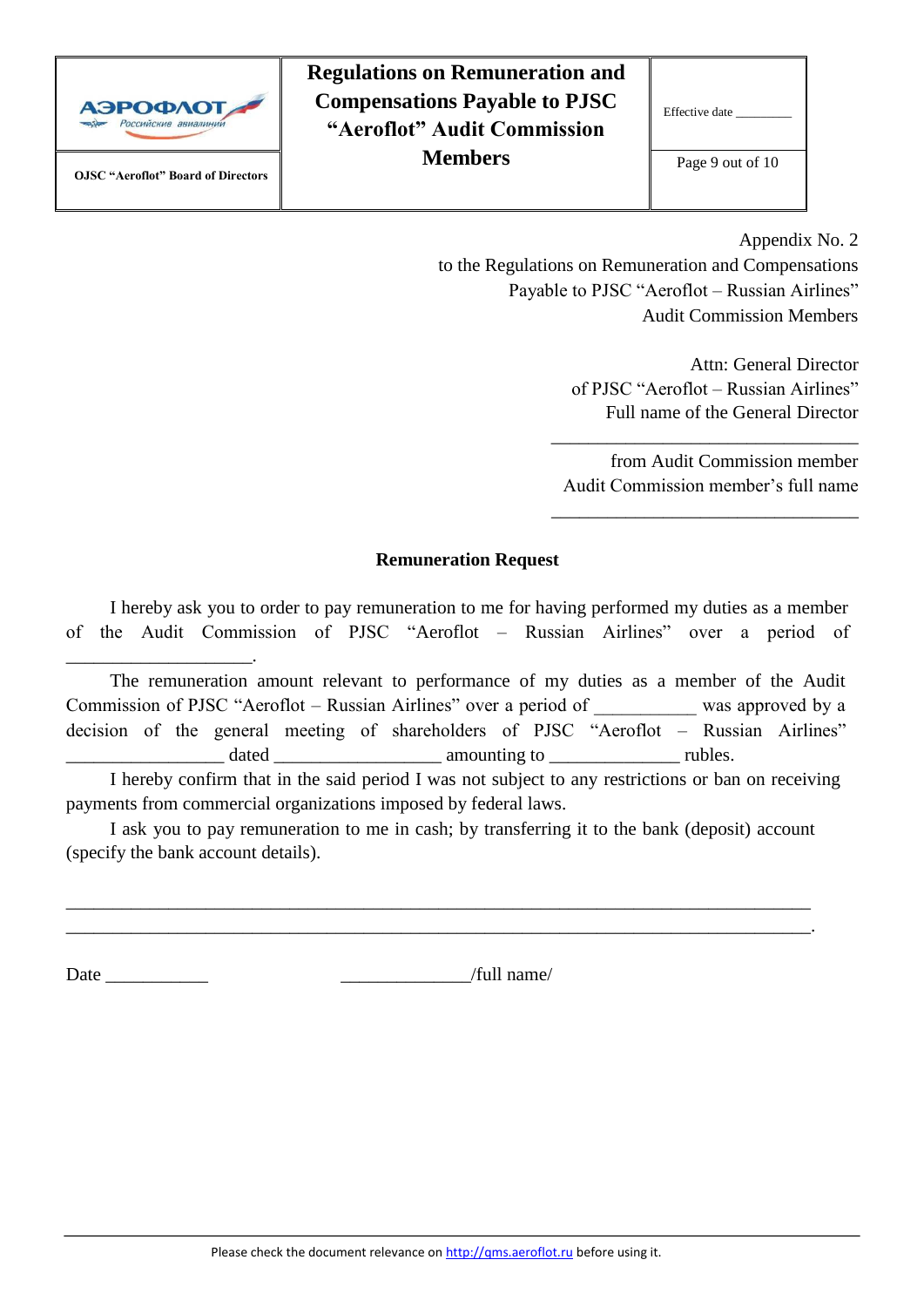Appendix No. 2
to the Regulations on Remuneration and Compensations
Payable to PJSC "Aeroflot – Russian Airlines"
Audit Commission Members

Attn: General Director
of PJSC "Aeroflot – Russian Airlines"
Full name of the General Director

\_\_\_\_\_\_\_\_\_\_\_\_\_\_\_\_\_\_\_\_\_\_\_\_\_\_\_\_\_\_\_\_\_\_

from Audit Commission member
Audit Commission member's full name

\_\_\_\_\_\_\_\_\_\_\_\_\_\_\_\_\_\_\_\_\_\_\_\_\_\_\_\_\_\_\_\_\_\_

**Remuneration Request**

I hereby ask you to order to pay remuneration to me for having performed my duties as a member of the Audit Commission of PJSC "Aeroflot – Russian Airlines" over a period of \_\_\_\_\_\_\_\_\_\_\_\_\_\_\_\_\_\_\_\_.

The remuneration amount relevant to performance of my duties as a member of the Audit Commission of PJSC "Aeroflot – Russian Airlines" over a period of \_\_\_\_\_\_\_\_\_\_\_ was approved by a decision of the general meeting of shareholders of PJSC "Aeroflot – Russian Airlines" \_\_\_\_\_\_\_\_\_\_\_\_\_\_\_\_\_ dated \_\_\_\_\_\_\_\_\_\_\_\_\_\_\_\_\_\_ amounting to \_\_\_\_\_\_\_\_\_\_\_\_\_\_ rubles.

I hereby confirm that in the said period I was not subject to any restrictions or ban on receiving payments from commercial organizations imposed by federal laws.

I ask you to pay remuneration to me in cash; by transferring it to the bank (deposit) account (specify the bank account details).

\_\_\_\_\_\_\_\_\_\_\_\_\_\_\_\_\_\_\_\_\_\_\_\_\_\_\_\_\_\_\_\_\_\_\_\_\_\_\_\_\_\_\_\_\_\_\_\_\_\_\_\_\_\_\_\_\_\_\_\_\_\_\_\_\_\_\_\_\_\_\_\_\_\_\_\_\_\_
\_\_\_\_\_\_\_\_\_\_\_\_\_\_\_\_\_\_\_\_\_\_\_\_\_\_\_\_\_\_\_\_\_\_\_\_\_\_\_\_\_\_\_\_\_\_\_\_\_\_\_\_\_\_\_\_\_\_\_\_\_\_\_\_\_\_\_\_\_\_\_\_\_\_\_\_\_\_.

Date \_\_\_\_\_\_\_\_\_\_\_ \_\_\_\_\_\_\_\_\_\_\_\_\_\_/full name/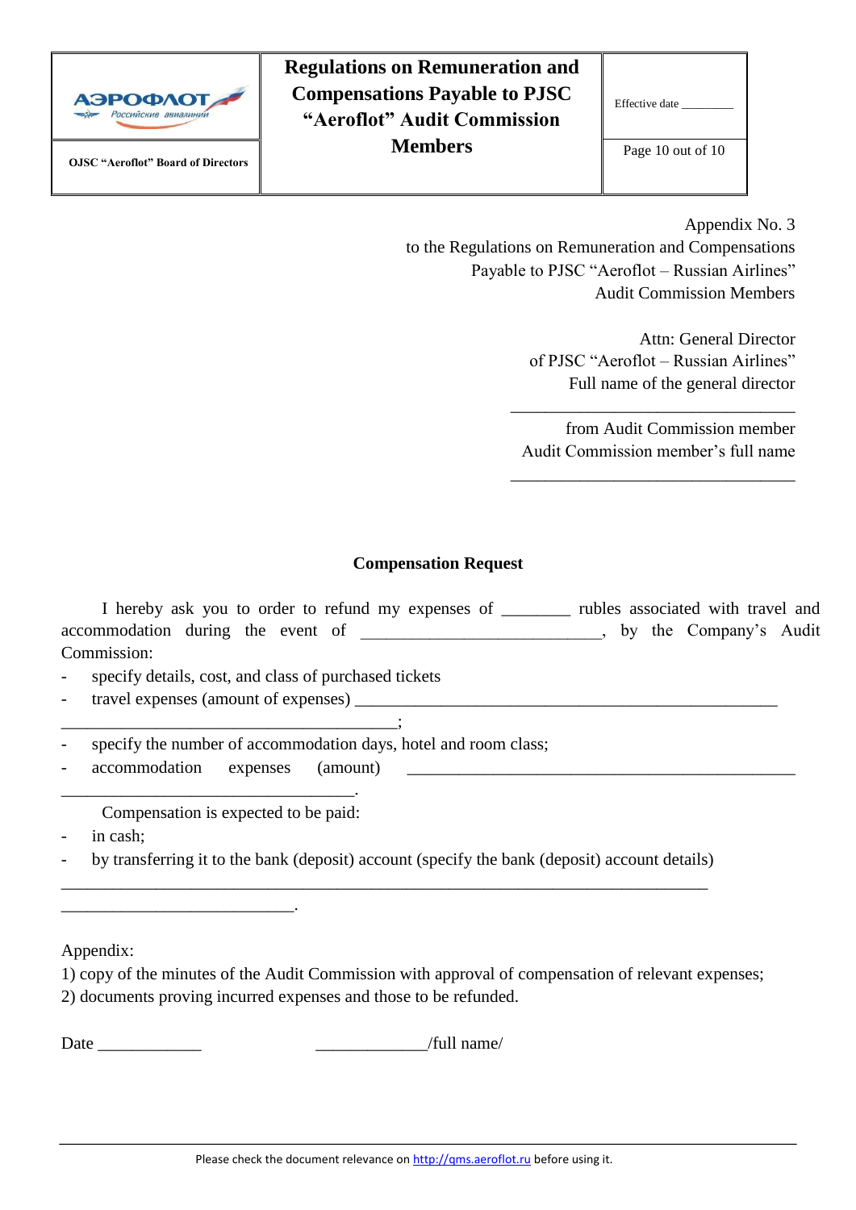Appendix No. 3
to the Regulations on Remuneration and Compensations
Payable to PJSC "Aeroflot – Russian Airlines"
Audit Commission Members

Attn: General Director
of PJSC "Aeroflot – Russian Airlines"
Full name of the general director
________________________________

from Audit Commission member
Audit Commission member's full name
________________________________

**Compensation Request**

I hereby ask you to order to refund my expenses of ________ rubles associated with travel and accommodation during the event of ___________________________, by the Company's Audit Commission:

- specify details, cost, and class of purchased tickets
- travel expenses (amount of expenses) _______________________________________________ ____________________________________;
- specify the number of accommodation days, hotel and room class;
- accommodation expenses (amount) _____________________________________________ _________________________________.

Compensation is expected to be paid:

- in cash;
- by transferring it to the bank (deposit) account (specify the bank (deposit) account details) _________________________________________________________________________ ___________________________.

Appendix:
1) copy of the minutes of the Audit Commission with approval of compensation of relevant expenses;
2) documents proving incurred expenses and those to be refunded.

Date ____________ _____________/full name/

Please check the document relevance on http://qms.aeroflot.ru before using it.